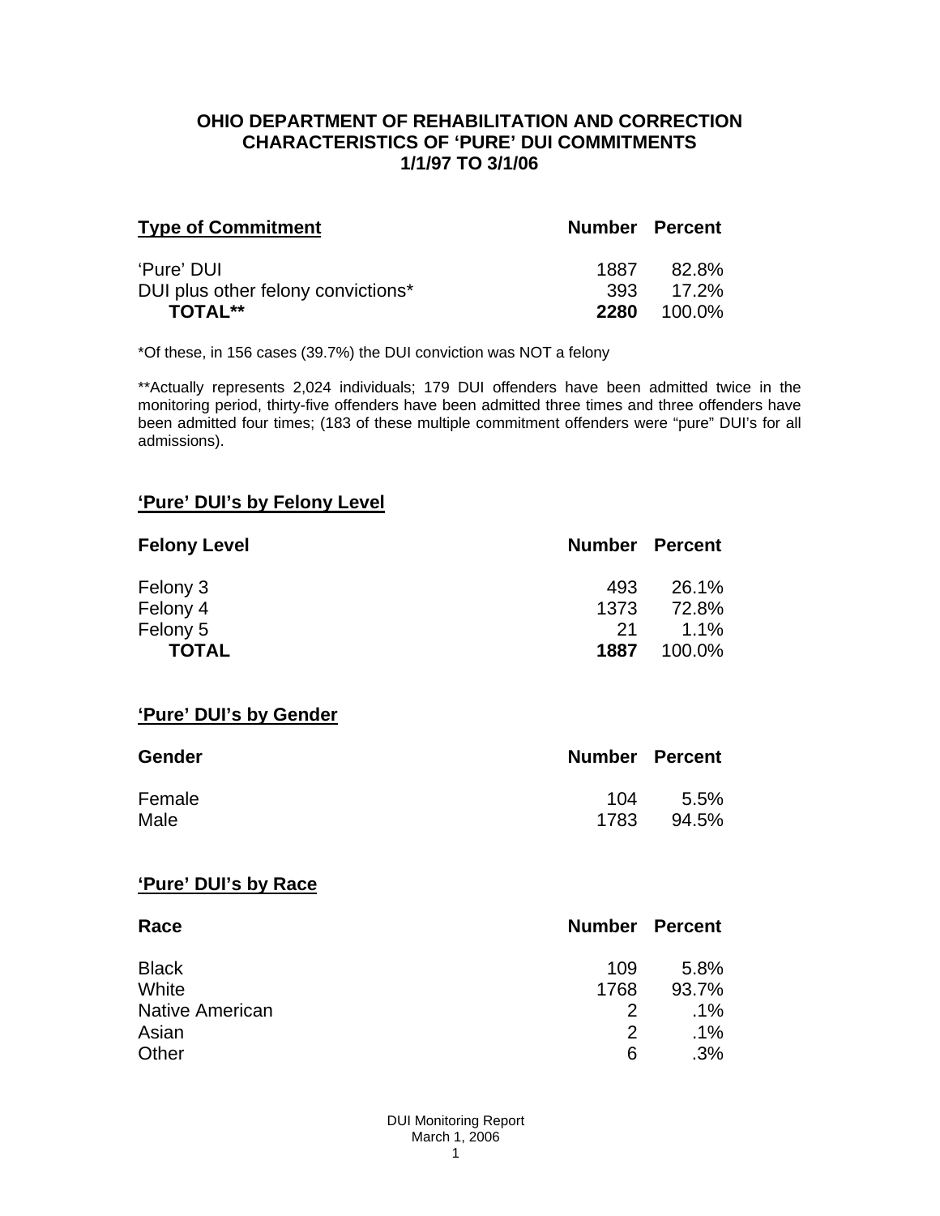# OHIO DEPARTMENT OF REHABILITATION AND CORRECTION
## CHARACTERISTICS OF 'PURE' DUI COMMITMENTS
## 1/1/97 TO 3/1/06

| Type of Commitment | Number | Percent |
|---|---|---|
| 'Pure' DUI | 1887 | 82.8% |
| DUI plus other felony convictions* | 393 | 17.2% |
| **TOTAL**** | **2280** | 100.0% |

*Of these, in 156 cases (39.7%) the DUI conviction was NOT a felony

**Actually represents 2,024 individuals; 179 DUI offenders have been admitted twice in the monitoring period, thirty-five offenders have been admitted three times and three offenders have been admitted four times; (183 of these multiple commitment offenders were "pure" DUI's for all admissions).

## 'Pure' DUI's by Felony Level

| Felony Level | Number | Percent |
|---|---|---|
| Felony 3 | 493 | 26.1% |
| Felony 4 | 1373 | 72.8% |
| Felony 5 | 21 | 1.1% |
| **TOTAL** | **1887** | 100.0% |

## 'Pure' DUI's by Gender

| Gender | Number | Percent |
|---|---|---|
| Female | 104 | 5.5% |
| Male | 1783 | 94.5% |

## 'Pure' DUI's by Race

| Race | Number | Percent |
|---|---|---|
| Black | 109 | 5.8% |
| White | 1768 | 93.7% |
| Native American | 2 | .1% |
| Asian | 2 | .1% |
| Other | 6 | .3% |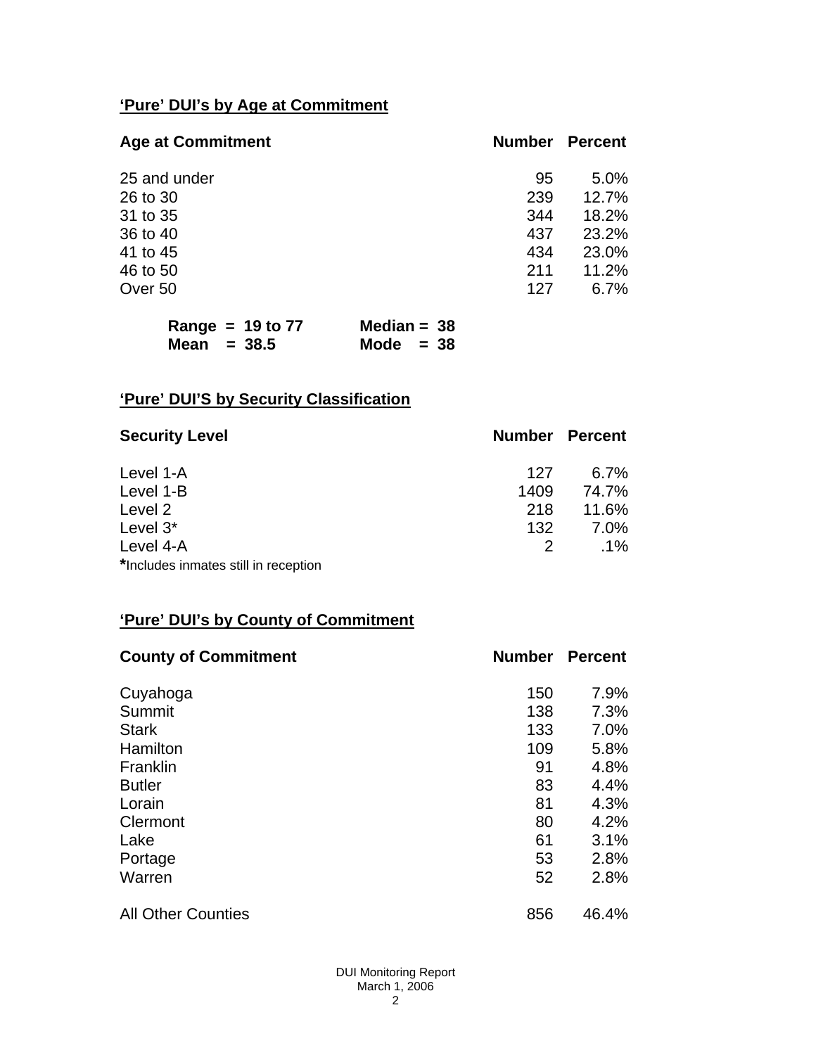## 'Pure' DUI's by Age at Commitment

| Age at Commitment | Number | Percent |
|---|---|---|
| 25 and under | 95 | 5.0% |
| 26 to 30 | 239 | 12.7% |
| 31 to 35 | 344 | 18.2% |
| 36 to 40 | 437 | 23.2% |
| 41 to 45 | 434 | 23.0% |
| 46 to 50 | 211 | 11.2% |
| Over 50 | 127 | 6.7% |

**Range = 19 to 77** **Median = 38**
**Mean = 38.5** **Mode = 38**

## 'Pure' DUI'S by Security Classification

| Security Level | Number | Percent |
|---|---|---|
| Level 1-A | 127 | 6.7% |
| Level 1-B | 1409 | 74.7% |
| Level 2 | 218 | 11.6% |
| Level 3* | 132 | 7.0% |
| Level 4-A | 2 | .1% |

**\***Includes inmates still in reception

## 'Pure' DUI's by County of Commitment

| County of Commitment | Number | Percent |
|---|---|---|
| Cuyahoga | 150 | 7.9% |
| Summit | 138 | 7.3% |
| Stark | 133 | 7.0% |
| Hamilton | 109 | 5.8% |
| Franklin | 91 | 4.8% |
| Butler | 83 | 4.4% |
| Lorain | 81 | 4.3% |
| Clermont | 80 | 4.2% |
| Lake | 61 | 3.1% |
| Portage | 53 | 2.8% |
| Warren | 52 | 2.8% |
| All Other Counties | 856 | 46.4% |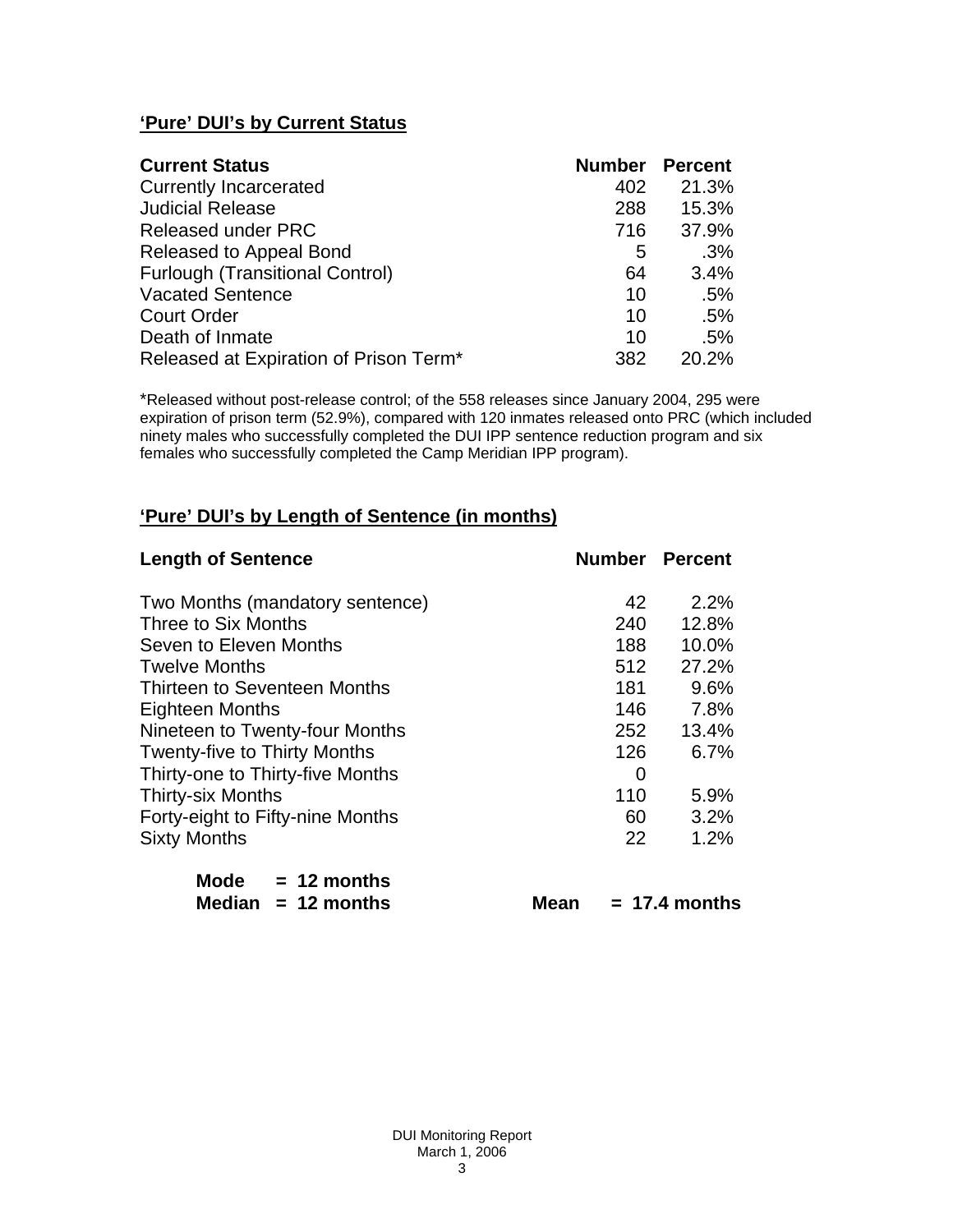## **'Pure' DUI's by Current Status**

| Current Status | Number | Percent |
|---|---|---|
| Currently Incarcerated | 402 | 21.3% |
| Judicial Release | 288 | 15.3% |
| Released under PRC | 716 | 37.9% |
| Released to Appeal Bond | 5 | .3% |
| Furlough (Transitional Control) | 64 | 3.4% |
| Vacated Sentence | 10 | .5% |
| Court Order | 10 | .5% |
| Death of Inmate | 10 | .5% |
| Released at Expiration of Prison Term* | 382 | 20.2% |

*Released without post-release control; of the 558 releases since January 2004, 295 were expiration of prison term (52.9%), compared with 120 inmates released onto PRC (which included ninety males who successfully completed the DUI IPP sentence reduction program and six females who successfully completed the Camp Meridian IPP program).

## **'Pure' DUI's by Length of Sentence (in months)**

| Length of Sentence | Number | Percent |
|---|---|---|
| Two Months (mandatory sentence) | 42 | 2.2% |
| Three to Six Months | 240 | 12.8% |
| Seven to Eleven Months | 188 | 10.0% |
| Twelve Months | 512 | 27.2% |
| Thirteen to Seventeen Months | 181 | 9.6% |
| Eighteen Months | 146 | 7.8% |
| Nineteen to Twenty-four Months | 252 | 13.4% |
| Twenty-five to Thirty Months | 126 | 6.7% |
| Thirty-one to Thirty-five Months | 0 | |
| Thirty-six Months | 110 | 5.9% |
| Forty-eight to Fifty-nine Months | 60 | 3.2% |
| Sixty Months | 22 | 1.2% |

**Mode = 12 months**
**Median = 12 months** **Mean = 17.4 months**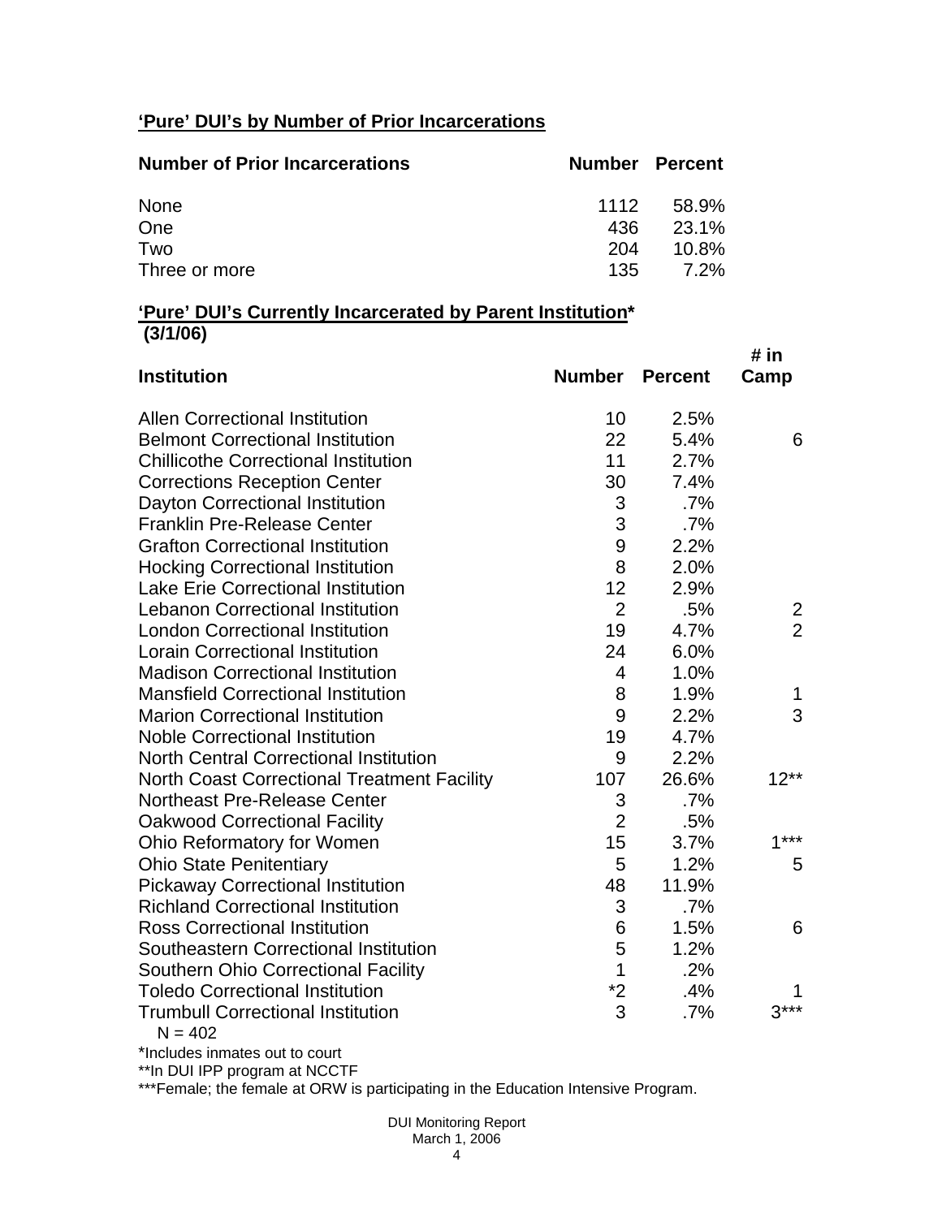## 'Pure' DUI's by Number of Prior Incarcerations

| Number of Prior Incarcerations | Number | Percent |
|---|---|---|
| None | 1112 | 58.9% |
| One | 436 | 23.1% |
| Two | 204 | 10.8% |
| Three or more | 135 | 7.2% |

## 'Pure' DUI's Currently Incarcerated by Parent Institution* (3/1/06)

| Institution | Number | Percent | # in Camp |
|---|---|---|---|
| Allen Correctional Institution | 10 | 2.5% | |
| Belmont Correctional Institution | 22 | 5.4% | 6 |
| Chillicothe Correctional Institution | 11 | 2.7% | |
| Corrections Reception Center | 30 | 7.4% | |
| Dayton Correctional Institution | 3 | .7% | |
| Franklin Pre-Release Center | 3 | .7% | |
| Grafton Correctional Institution | 9 | 2.2% | |
| Hocking Correctional Institution | 8 | 2.0% | |
| Lake Erie Correctional Institution | 12 | 2.9% | |
| Lebanon Correctional Institution | 2 | .5% | 2 |
| London Correctional Institution | 19 | 4.7% | 2 |
| Lorain Correctional Institution | 24 | 6.0% | |
| Madison Correctional Institution | 4 | 1.0% | |
| Mansfield Correctional Institution | 8 | 1.9% | 1 |
| Marion Correctional Institution | 9 | 2.2% | 3 |
| Noble Correctional Institution | 19 | 4.7% | |
| North Central Correctional Institution | 9 | 2.2% | |
| North Coast Correctional Treatment Facility | 107 | 26.6% | 12** |
| Northeast Pre-Release Center | 3 | .7% | |
| Oakwood Correctional Facility | 2 | .5% | |
| Ohio Reformatory for Women | 15 | 3.7% | 1*** |
| Ohio State Penitentiary | 5 | 1.2% | 5 |
| Pickaway Correctional Institution | 48 | 11.9% | |
| Richland Correctional Institution | 3 | .7% | |
| Ross Correctional Institution | 6 | 1.5% | 6 |
| Southeastern Correctional Institution | 5 | 1.2% | |
| Southern Ohio Correctional Facility | 1 | .2% | |
| Toledo Correctional Institution | *2 | .4% | 1 |
| Trumbull Correctional Institution | 3 | .7% | 3*** |

N = 402

*Includes inmates out to court

**In DUI IPP program at NCCTF

***Female; the female at ORW is participating in the Education Intensive Program.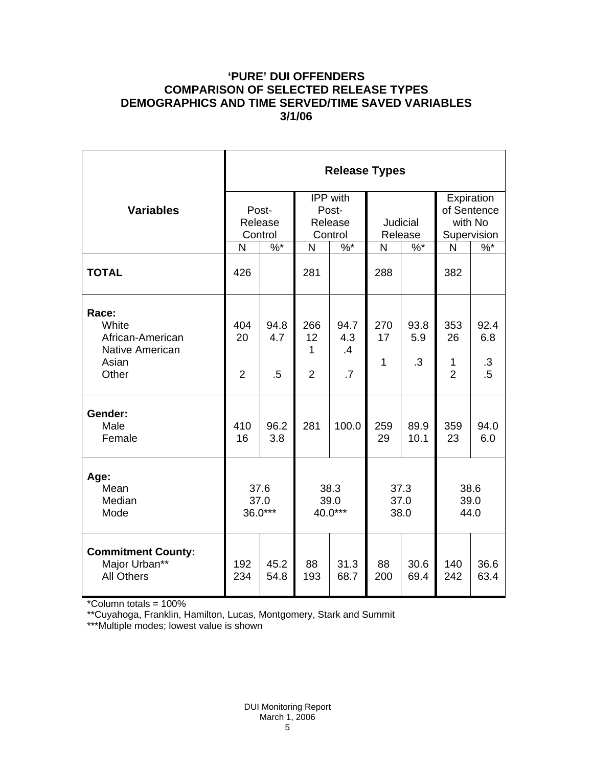# 'PURE' DUI OFFENDERS
# COMPARISON OF SELECTED RELEASE TYPES
# DEMOGRAPHICS AND TIME SERVED/TIME SAVED VARIABLES
# 3/1/06

| Variables | Release Types | | | | | | | |
|---|---|---|---|---|---|---|---|---|
| | Post-Release Control | | IPP with Post-Release Control | | Judicial Release | | Expiration of Sentence with No Supervision | |
| | N | %* | N | %* | N | %* | N | %* |
| **TOTAL** | 426 | | 281 | | 288 | | 382 | |
| **Race:** | | | | | | | | |
| White | 404 | 94.8 | 266 | 94.7 | 270 | 93.8 | 353 | 92.4 |
| African-American | 20 | 4.7 | 12 | 4.3 | 17 | 5.9 | 26 | 6.8 |
| Native American | | | 1 | .4 | | | | |
| Asian | | | | | 1 | .3 | 1 | .3 |
| Other | 2 | .5 | 2 | .7 | | | 2 | .5 |
| **Gender:** | | | | | | | | |
| Male | 410 | 96.2 | 281 | 100.0 | 259 | 89.9 | 359 | 94.0 |
| Female | 16 | 3.8 | | | 29 | 10.1 | 23 | 6.0 |
| **Age:** | | | | | | | | |
| Mean | 37.6 | | 38.3 | | 37.3 | | 38.6 | |
| Median | 37.0 | | 39.0 | | 37.0 | | 39.0 | |
| Mode | 36.0*** | | 40.0*** | | 38.0 | | 44.0 | |
| **Commitment County:** | | | | | | | | |
| Major Urban** | 192 | 45.2 | 88 | 31.3 | 88 | 30.6 | 140 | 36.6 |
| All Others | 234 | 54.8 | 193 | 68.7 | 200 | 69.4 | 242 | 63.4 |

*Column totals = 100%

**Cuyahoga, Franklin, Hamilton, Lucas, Montgomery, Stark and Summit

***Multiple modes; lowest value is shown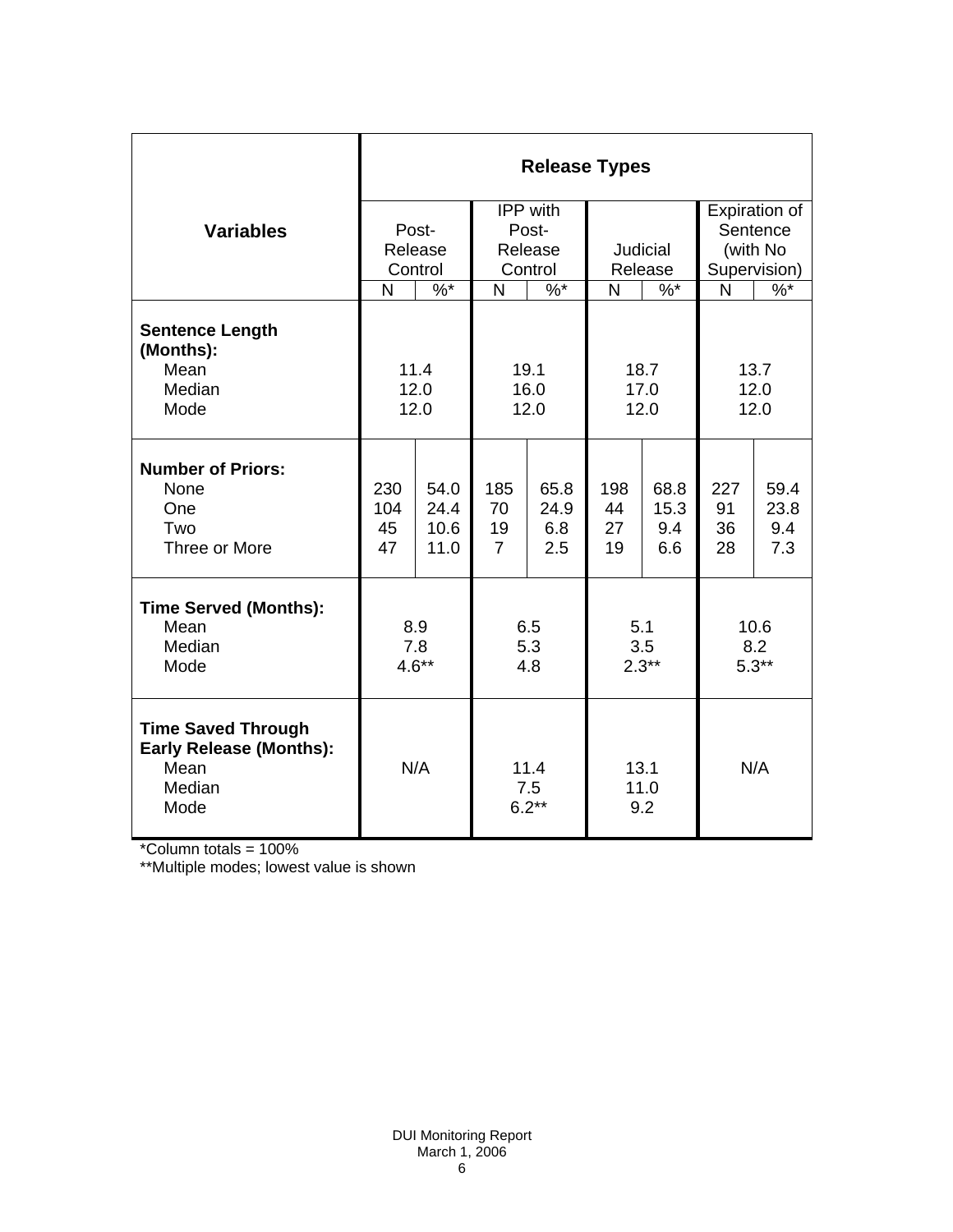| Variables | Release Types | | | | | | | |
|---|---|---|---|---|---|---|---|---|
| | Post-Release Control | | IPP with Post-Release Control | | Judicial Release | | Expiration of Sentence (with No Supervision) | |
| | N | %* | N | %* | N | %* | N | %* |
| **Sentence Length (Months):** | | | | | | | | |
| Mean | 11.4 | | 19.1 | | 18.7 | | 13.7 | |
| Median | 12.0 | | 16.0 | | 17.0 | | 12.0 | |
| Mode | 12.0 | | 12.0 | | 12.0 | | 12.0 | |
| **Number of Priors:** | | | | | | | | |
| None | 230 | 54.0 | 185 | 65.8 | 198 | 68.8 | 227 | 59.4 |
| One | 104 | 24.4 | 70 | 24.9 | 44 | 15.3 | 91 | 23.8 |
| Two | 45 | 10.6 | 19 | 6.8 | 27 | 9.4 | 36 | 9.4 |
| Three or More | 47 | 11.0 | 7 | 2.5 | 19 | 6.6 | 28 | 7.3 |
| **Time Served (Months):** | | | | | | | | |
| Mean | 8.9 | | 6.5 | | 5.1 | | 10.6 | |
| Median | 7.8 | | 5.3 | | 3.5 | | 8.2 | |
| Mode | 4.6** | | 4.8 | | 2.3** | | 5.3** | |
| **Time Saved Through Early Release (Months):** | | | | | | | | |
| Mean | N/A | | 11.4 | | 13.1 | | N/A | |
| Median | | | 7.5 | | 11.0 | | | |
| Mode | | | 6.2** | | 9.2 | | | |

*Column totals = 100%

**Multiple modes; lowest value is shown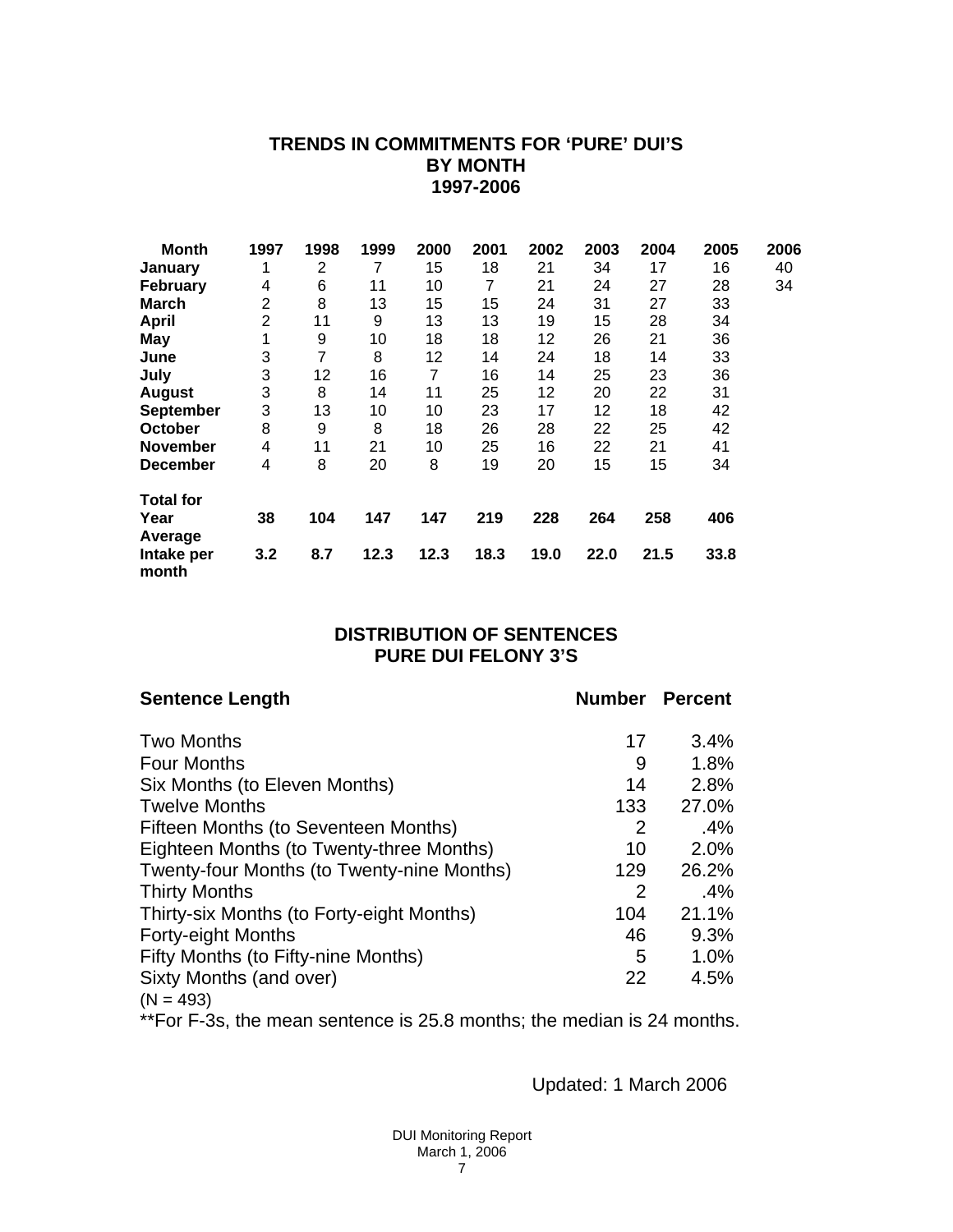## TRENDS IN COMMITMENTS FOR 'PURE' DUI'S BY MONTH 1997-2006

| Month | 1997 | 1998 | 1999 | 2000 | 2001 | 2002 | 2003 | 2004 | 2005 | 2006 |
|---|---|---|---|---|---|---|---|---|---|---|
| **January** | 1 | 2 | 7 | 15 | 18 | 21 | 34 | 17 | 16 | 40 |
| **February** | 4 | 6 | 11 | 10 | 7 | 21 | 24 | 27 | 28 | 34 |
| **March** | 2 | 8 | 13 | 15 | 15 | 24 | 31 | 27 | 33 | |
| **April** | 2 | 11 | 9 | 13 | 13 | 19 | 15 | 28 | 34 | |
| **May** | 1 | 9 | 10 | 18 | 18 | 12 | 26 | 21 | 36 | |
| **June** | 3 | 7 | 8 | 12 | 14 | 24 | 18 | 14 | 33 | |
| **July** | 3 | 12 | 16 | 7 | 16 | 14 | 25 | 23 | 36 | |
| **August** | 3 | 8 | 14 | 11 | 25 | 12 | 20 | 22 | 31 | |
| **September** | 3 | 13 | 10 | 10 | 23 | 17 | 12 | 18 | 42 | |
| **October** | 8 | 9 | 8 | 18 | 26 | 28 | 22 | 25 | 42 | |
| **November** | 4 | 11 | 21 | 10 | 25 | 16 | 22 | 21 | 41 | |
| **December** | 4 | 8 | 20 | 8 | 19 | 20 | 15 | 15 | 34 | |
| **Total for Year** | **38** | **104** | **147** | **147** | **219** | **228** | **264** | **258** | **406** | |
| **Average Intake per month** | **3.2** | **8.7** | **12.3** | **12.3** | **18.3** | **19.0** | **22.0** | **21.5** | **33.8** | |

## DISTRIBUTION OF SENTENCES PURE DUI FELONY 3'S

| Sentence Length | Number | Percent |
|---|---|---|
| Two Months | 17 | 3.4% |
| Four Months | 9 | 1.8% |
| Six Months (to Eleven Months) | 14 | 2.8% |
| Twelve Months | 133 | 27.0% |
| Fifteen Months (to Seventeen Months) | 2 | .4% |
| Eighteen Months (to Twenty-three Months) | 10 | 2.0% |
| Twenty-four Months (to Twenty-nine Months) | 129 | 26.2% |
| Thirty Months | 2 | .4% |
| Thirty-six Months (to Forty-eight Months) | 104 | 21.1% |
| Forty-eight Months | 46 | 9.3% |
| Fifty Months (to Fifty-nine Months) | 5 | 1.0% |
| Sixty Months (and over) | 22 | 4.5% |

(N = 493)

**For F-3s, the mean sentence is 25.8 months; the median is 24 months.

Updated: 1 March 2006